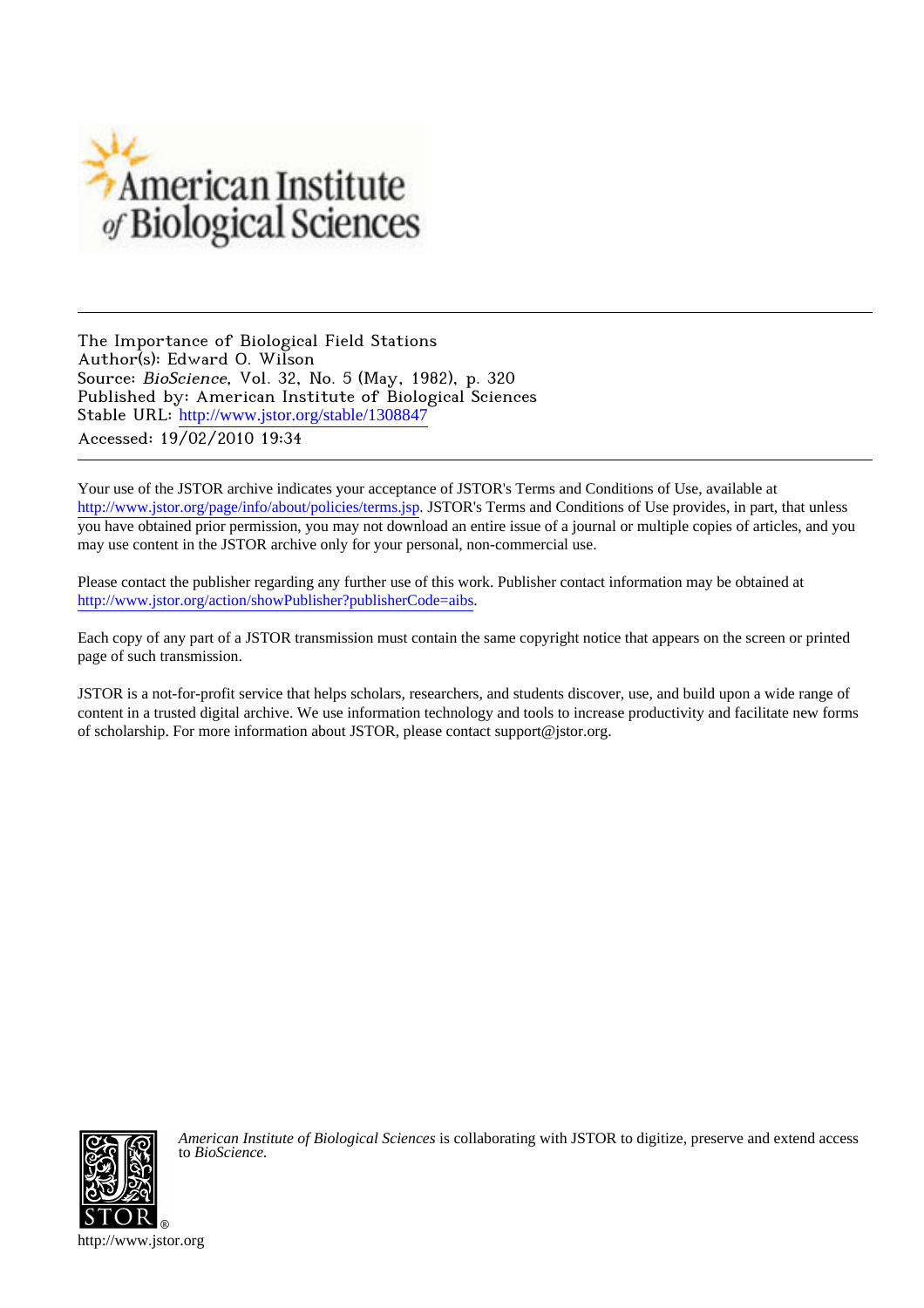American Institute of Biological Sciences

The Importance of Biological Field Stations
Author(s): Edward O. Wilson
Source: *BioScience*, Vol. 32, No. 5 (May, 1982), p. 320
Published by: American Institute of Biological Sciences
Stable URL: http://www.jstor.org/stable/1308847
Accessed: 19/02/2010 19:34

---

Your use of the JSTOR archive indicates your acceptance of JSTOR's Terms and Conditions of Use, available at http://www.jstor.org/page/info/about/policies/terms.jsp. JSTOR's Terms and Conditions of Use provides, in part, that unless you have obtained prior permission, you may not download an entire issue of a journal or multiple copies of articles, and you may use content in the JSTOR archive only for your personal, non-commercial use.

Please contact the publisher regarding any further use of this work. Publisher contact information may be obtained at http://www.jstor.org/action/showPublisher?publisherCode=aibs.

Each copy of any part of a JSTOR transmission must contain the same copyright notice that appears on the screen or printed page of such transmission.

JSTOR is a not-for-profit service that helps scholars, researchers, and students discover, use, and build upon a wide range of content in a trusted digital archive. We use information technology and tools to increase productivity and facilitate new forms of scholarship. For more information about JSTOR, please contact support@jstor.org.

*American Institute of Biological Sciences* is collaborating with JSTOR to digitize, preserve and extend access to *BioScience.*

http://www.jstor.org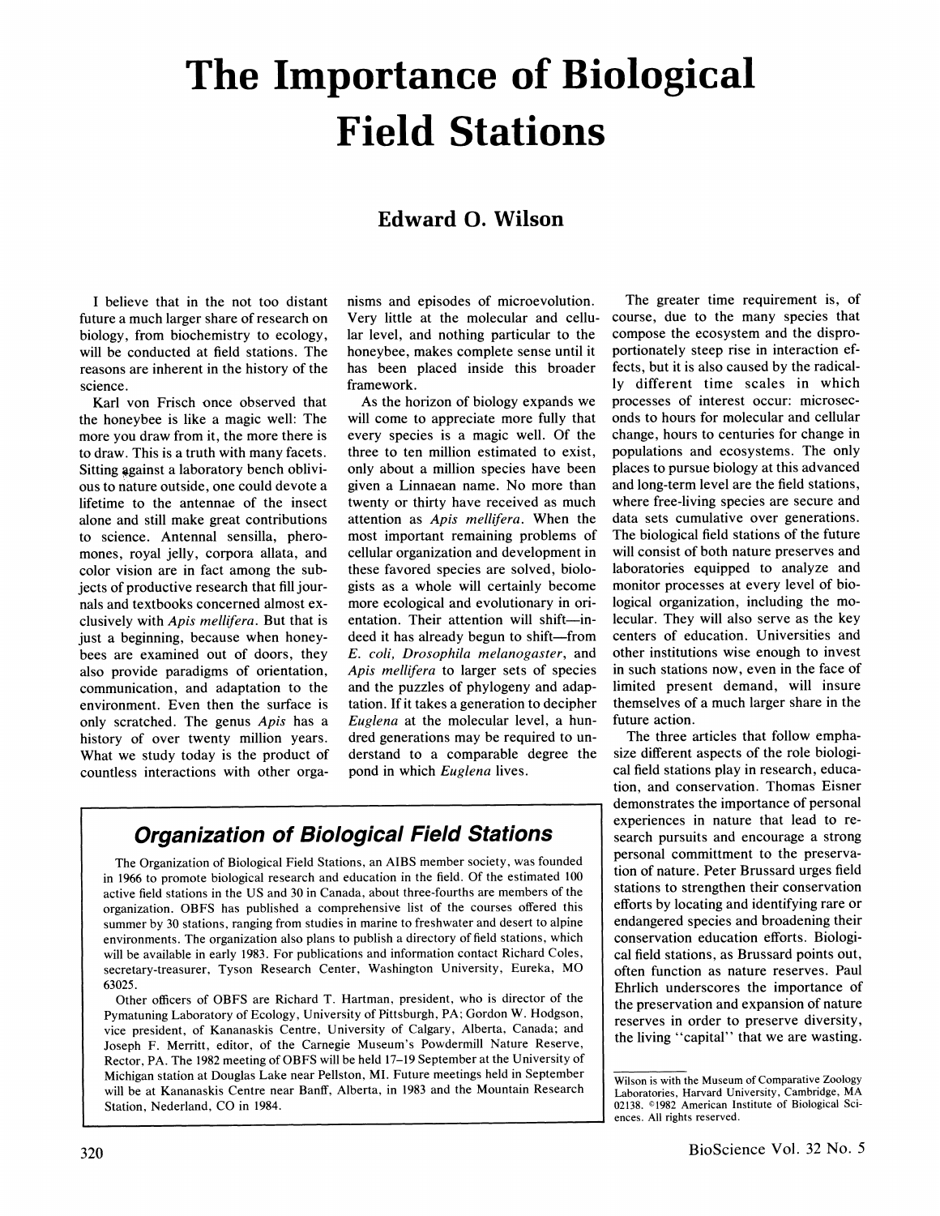# The Importance of Biological Field Stations

## Edward O. Wilson

I believe that in the not too distant future a much larger share of research on biology, from biochemistry to ecology, will be conducted at field stations. The reasons are inherent in the history of the science.

Karl von Frisch once observed that the honeybee is like a magic well: The more you draw from it, the more there is to draw. This is a truth with many facets. Sitting against a laboratory bench oblivious to nature outside, one could devote a lifetime to the antennae of the insect alone and still make great contributions to science. Antennal sensilla, pheromones, royal jelly, corpora allata, and color vision are in fact among the subjects of productive research that fill journals and textbooks concerned almost exclusively with *Apis mellifera*. But that is just a beginning, because when honeybees are examined out of doors, they also provide paradigms of orientation, communication, and adaptation to the environment. Even then the surface is only scratched. The genus *Apis* has a history of over twenty million years. What we study today is the product of countless interactions with other organisms and episodes of microevolution. Very little at the molecular and cellular level, and nothing particular to the honeybee, makes complete sense until it has been placed inside this broader framework.

As the horizon of biology expands we will come to appreciate more fully that every species is a magic well. Of the three to ten million estimated to exist, only about a million species have been given a Linnaean name. No more than twenty or thirty have received as much attention as *Apis mellifera*. When the most important remaining problems of cellular organization and development in these favored species are solved, biologists as a whole will certainly become more ecological and evolutionary in orientation. Their attention will shift—indeed it has already begun to shift—from *E. coli*, *Drosophila melanogaster*, and *Apis mellifera* to larger sets of species and the puzzles of phylogeny and adaptation. If it takes a generation to decipher *Euglena* at the molecular level, a hundred generations may be required to understand to a comparable degree the pond in which *Euglena* lives.

The greater time requirement is, of course, due to the many species that compose the ecosystem and the disproportionately steep rise in interaction effects, but it is also caused by the radically different time scales in which processes of interest occur: microseconds to hours for molecular and cellular change, hours to centuries for change in populations and ecosystems. The only places to pursue biology at this advanced and long-term level are the field stations, where free-living species are secure and data sets cumulative over generations. The biological field stations of the future will consist of both nature preserves and laboratories equipped to analyze and monitor processes at every level of biological organization, including the molecular. They will also serve as the key centers of education. Universities and other institutions wise enough to invest in such stations now, even in the face of limited present demand, will insure themselves of a much larger share in the future action.

The three articles that follow emphasize different aspects of the role biological field stations play in research, education, and conservation. Thomas Eisner demonstrates the importance of personal experiences in nature that lead to research pursuits and encourage a strong personal committment to the preservation of nature. Peter Brussard urges field stations to strengthen their conservation efforts by locating and identifying rare or endangered species and broadening their conservation education efforts. Biological field stations, as Brussard points out, often function as nature reserves. Paul Ehrlich underscores the importance of the preservation and expansion of nature reserves in order to preserve diversity, the living "capital" that we are wasting.

Wilson is with the Museum of Comparative Zoology Laboratories, Harvard University, Cambridge, MA 02138. ©1982 American Institute of Biological Sciences. All rights reserved.

## *Organization of Biological Field Stations*

The Organization of Biological Field Stations, an AIBS member society, was founded in 1966 to promote biological research and education in the field. Of the estimated 100 active field stations in the US and 30 in Canada, about three-fourths are members of the organization. OBFS has published a comprehensive list of the courses offered this summer by 30 stations, ranging from studies in marine to freshwater and desert to alpine environments. The organization also plans to publish a directory of field stations, which will be available in early 1983. For publications and information contact Richard Coles, secretary-treasurer, Tyson Research Center, Washington University, Eureka, MO 63025.

Other officers of OBFS are Richard T. Hartman, president, who is director of the Pymatuning Laboratory of Ecology, University of Pittsburgh, PA; Gordon W. Hodgson, vice president, of Kananaskis Centre, University of Calgary, Alberta, Canada; and Joseph F. Merritt, editor, of the Carnegie Museum's Powdermill Nature Reserve, Rector, PA. The 1982 meeting of OBFS will be held 17–19 September at the University of Michigan station at Douglas Lake near Pellston, MI. Future meetings held in September will be at Kananaskis Centre near Banff, Alberta, in 1983 and the Mountain Research Station, Nederland, CO in 1984.